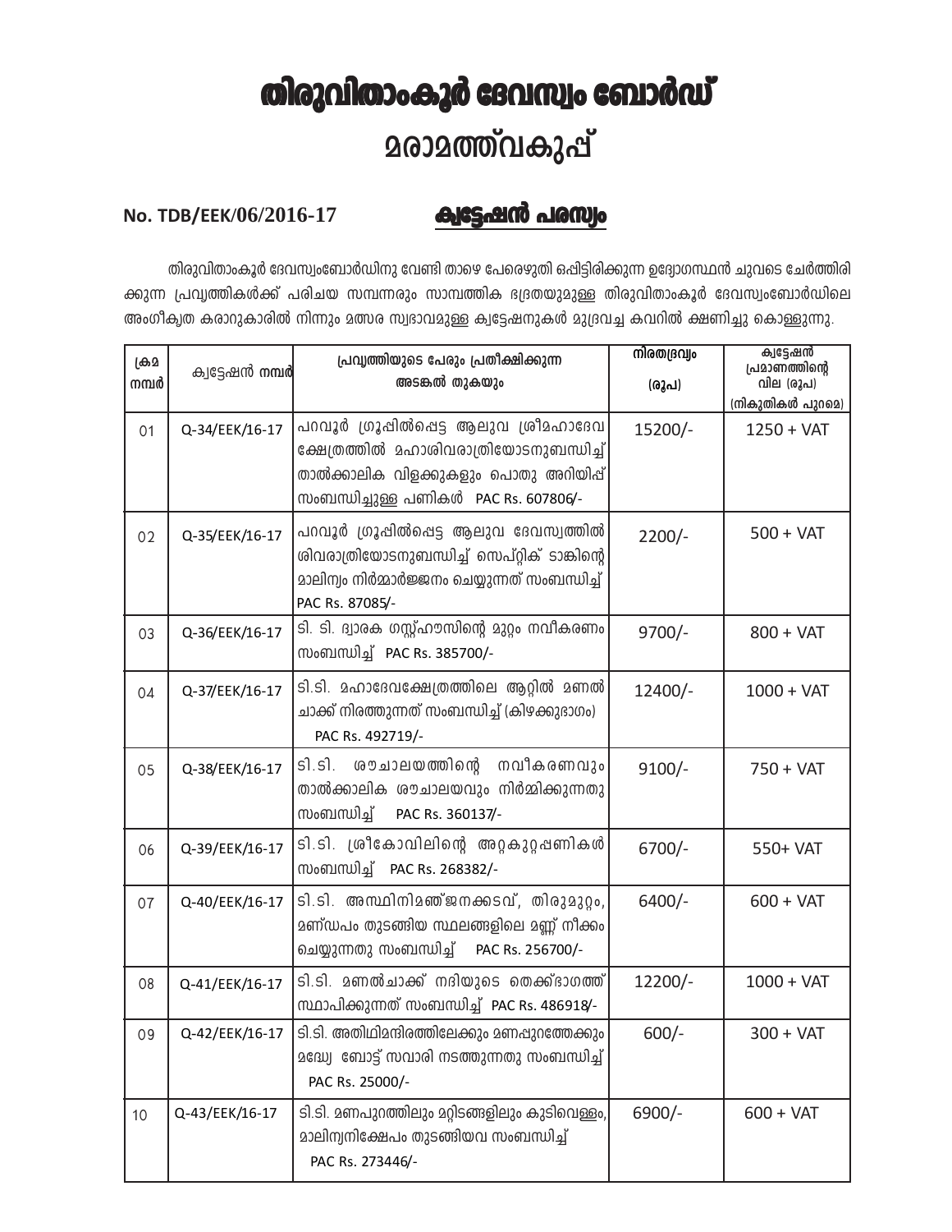# തിരുവിതാംകൂർ ദേവസ്വം ബോർഡ്

## മരാമത്ത്വകുപ്പ്

**No. TDB/EEK/06/2016-17** **ക്വട്ടേഷൻ പരസ്യം**

തിരുവിതാംകൂർ ദേവസ്വംബോർഡിനു വേണ്ടി താഴെ പേരെഴുതി ഒപ്പിട്ടിരിക്കുന്ന ഉദ്യോഗസ്ഥൻ ചുവടെ ചേർത്തിരിക്കുന്ന പ്രവൃത്തികൾക്ക് പരിചയ സമ്പന്നരും സാമ്പത്തിക ഭദ്രതയുമുള്ള തിരുവിതാംകൂർ ദേവസ്വംബോർഡിലെ അംഗീകൃത കരാറുകാരിൽ നിന്നും മത്സര സ്വഭാവമുള്ള ക്വട്ടേഷനുകൾ മുദ്രവച്ച കവറിൽ ക്ഷണിച്ചു കൊള്ളുന്നു.

| ക്രമ നമ്പർ | ക്വട്ടേഷൻ നമ്പർ | പ്രവൃത്തിയുടെ പേരും പ്രതീക്ഷിക്കുന്ന അടങ്കൽ തുകയും | നിരതദ്രവ്യം (രൂപ) | ക്വട്ടേഷൻ പ്രമാണത്തിന്റെ വില (രൂപ) (നികുതികൾ പുറമെ) |
|---|---|---|---|---|
| 01 | Q-34/EEK/16-17 | പറവൂർ ഗ്രൂപ്പിൽപ്പെട്ട ആലുവ ശ്രീമഹാദേവ ക്ഷേത്രത്തിൽ മഹാശിവരാത്രിയോടനുബന്ധിച്ച് താൽക്കാലിക വിളക്കുകളും പൊതു അറിയിപ്പ് സംബന്ധിച്ചുള്ള പണികൾ PAC Rs. 607806/- | 15200/- | 1250 + VAT |
| 02 | Q-35/EEK/16-17 | പറവൂർ ഗ്രൂപ്പിൽപ്പെട്ട ആലുവ ദേവസ്വത്തിൽ ശിവരാത്രിയോടനുബന്ധിച്ച് സെപ്റ്റിക് ടാങ്കിന്റെ മാലിന്യം നിർമ്മാർജ്ജനം ചെയ്യുന്നത് സംബന്ധിച്ച് PAC Rs. 87085/- | 2200/- | 500 + VAT |
| 03 | Q-36/EEK/16-17 | ടി. ടി. ദ്വാരക ഗസ്റ്റ്ഹൗസിന്റെ മുറ്റം നവീകരണം സംബന്ധിച്ച് PAC Rs. 385700/- | 9700/- | 800 + VAT |
| 04 | Q-37/EEK/16-17 | ടി.ടി. മഹാദേവക്ഷേത്രത്തിലെ ആറ്റിൽ മണൽ ചാക്ക് നിരത്തുന്നത് സംബന്ധിച്ച് (കിഴക്കുഭാഗം) PAC Rs. 492719/- | 12400/- | 1000 + VAT |
| 05 | Q-38/EEK/16-17 | ടി.ടി. ശൗചാലയത്തിന്റെ നവീകരണവും താൽക്കാലിക ശൗചാലയവും നിർമ്മിക്കുന്നതു സംബന്ധിച്ച് PAC Rs. 360137/- | 9100/- | 750 + VAT |
| 06 | Q-39/EEK/16-17 | ടി.ടി. ശ്രീകോവിലിന്റെ അറ്റകുറ്റപ്പണികൾ സംബന്ധിച്ച് PAC Rs. 268382/- | 6700/- | 550+ VAT |
| 07 | Q-40/EEK/16-17 | ടി.ടി. അസ്ഥിനിമഞ്ജനക്കടവ്, തിരുമുറ്റം, മണ്ഡപം തുടങ്ങിയ സ്ഥലങ്ങളിലെ മണ്ണ് നീക്കം ചെയ്യുന്നതു സംബന്ധിച്ച് PAC Rs. 256700/- | 6400/- | 600 + VAT |
| 08 | Q-41/EEK/16-17 | ടി.ടി. മണൽചാക്ക് നദിയുടെ തെക്ക്ഭാഗത്ത് സ്ഥാപിക്കുന്നത് സംബന്ധിച്ച് PAC Rs. 486918/- | 12200/- | 1000 + VAT |
| 09 | Q-42/EEK/16-17 | ടി.ടി. അതിഥിമന്ദിരത്തിലേക്കും മണപ്പുറത്തേക്കും മദ്ധ്യേ ബോട്ട് സവാരി നടത്തുന്നതു സംബന്ധിച്ച് PAC Rs. 25000/- | 600/- | 300 + VAT |
| 10 | Q-43/EEK/16-17 | ടി.ടി. മണപുറത്തിലും മറ്റിടങ്ങളിലും കുടിവെള്ളം, മാലിന്യനിക്ഷേപം തുടങ്ങിയവ സംബന്ധിച്ച് PAC Rs. 273446/- | 6900/- | 600 + VAT |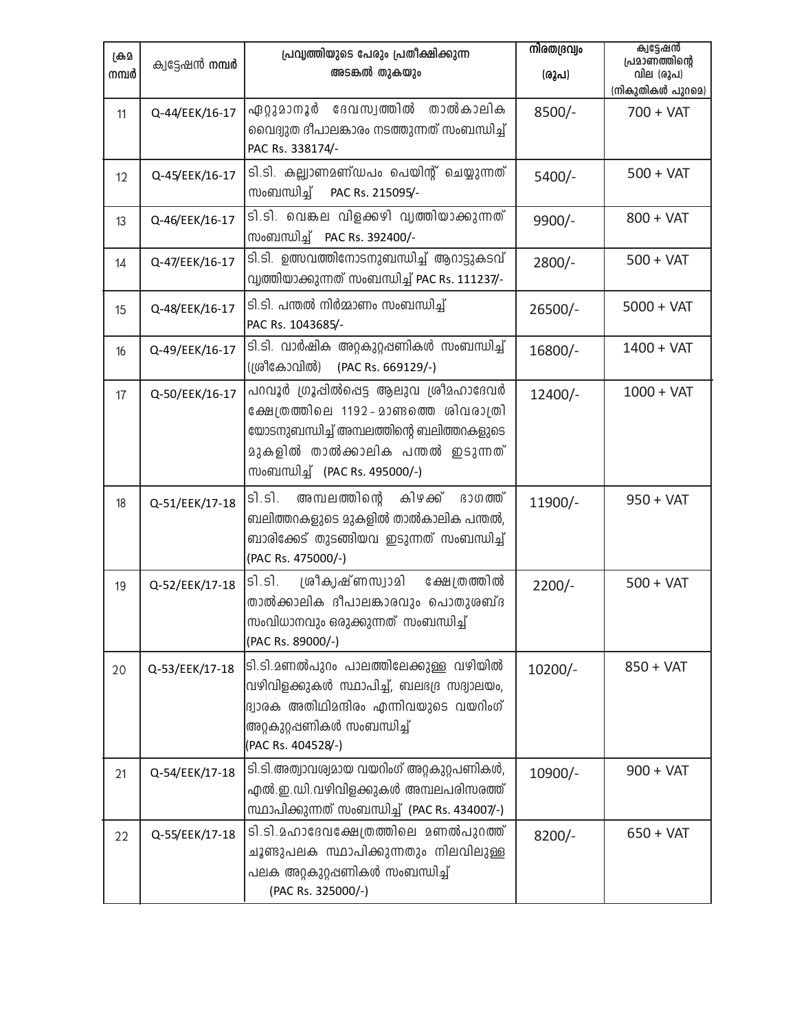| ക്രമ നമ്പർ | ക്വട്ടേഷൻ നമ്പർ | പ്രവൃത്തിയുടെ പേരും പ്രതീക്ഷിക്കുന്ന അടങ്കൽ തുകയും | നിരതദ്രവ്യം (രൂപ) | ക്വട്ടേഷൻ പ്രമാണത്തിന്റെ വില (രൂപ) (നികുതികൾ പുറമെ) |
|---|---|---|---|---|
| 11 | Q-44/EEK/16-17 | ഏറ്റുമാനൂർ ദേവസ്വത്തിൽ താൽകാലിക വൈദ്യുത ദീപാലങ്കാരം നടത്തുന്നത് സംബന്ധിച്ച് PAC Rs. 338174/- | 8500/- | 700 + VAT |
| 12 | Q-45/EEK/16-17 | ടി.ടി. കല്യാണമണ്ഡപം പെയിന്റ് ചെയ്യുന്നത് സംബന്ധിച്ച് PAC Rs. 215095/- | 5400/- | 500 + VAT |
| 13 | Q-46/EEK/16-17 | ടി.ടി. വെങ്കല വിളക്കഴി വൃത്തിയാക്കുന്നത് സംബന്ധിച്ച് PAC Rs. 392400/- | 9900/- | 800 + VAT |
| 14 | Q-47/EEK/16-17 | ടി.ടി. ഉത്സവത്തിനോടനുബന്ധിച്ച് ആറാട്ടുകടവ് വൃത്തിയാക്കുന്നത് സംബന്ധിച്ച് PAC Rs. 111237/- | 2800/- | 500 + VAT |
| 15 | Q-48/EEK/16-17 | ടി.ടി. പന്തൽ നിർമ്മാണം സംബന്ധിച്ച് PAC Rs. 1043685/- | 26500/- | 5000 + VAT |
| 16 | Q-49/EEK/16-17 | ടി.ടി. വാർഷിക അറ്റകുറ്റപ്പണികൾ സംബന്ധിച്ച് (ശ്രീകോവിൽ) (PAC Rs. 669129/-) | 16800/- | 1400 + VAT |
| 17 | Q-50/EEK/16-17 | പറവൂർ ഗ്രൂപ്പിൽപ്പെട്ട ആലുവ ശ്രീമഹാദേവർ ക്ഷേത്രത്തിലെ 1192 - മാണ്ടത്തെ ശിവരാത്രി യോടനുബന്ധിച്ച് അമ്പലത്തിന്റെ ബലിത്തറകളുടെ മുകളിൽ താൽക്കാലിക പന്തൽ ഇടുന്നത് സംബന്ധിച്ച് (PAC Rs. 495000/-) | 12400/- | 1000 + VAT |
| 18 | Q-51/EEK/17-18 | ടി.ടി. അമ്പലത്തിന്റെ കിഴക്ക് ഭാഗത്ത് ബലിത്തറകളുടെ മുകളിൽ താൽകാലിക പന്തൽ, ബാരിക്കേട് തുടങ്ങിയവ ഇടുന്നത് സംബന്ധിച്ച് (PAC Rs. 475000/-) | 11900/- | 950 + VAT |
| 19 | Q-52/EEK/17-18 | ടി.ടി. ശ്രീകൃഷ്ണസ്വാമി ക്ഷേത്രത്തിൽ താൽക്കാലിക ദീപാലങ്കാരവും പൊതുശബ്ദ സംവിധാനവും ഒരുക്കുന്നത് സംബന്ധിച്ച് (PAC Rs. 89000/-) | 2200/- | 500 + VAT |
| 20 | Q-53/EEK/17-18 | ടി.ടി.മണൽപ്പുറം പാലത്തിലേക്കുള്ള വഴിയിൽ വഴിവിളക്കുകൾ സ്ഥാപിച്ച്, ബലഭദ്ര സദ്വാലയം, ദ്വാരക അതിഥിമന്ദിരം എന്നിവയുടെ വയറിംഗ് അറ്റകുറ്റപ്പണികൾ സംബന്ധിച്ച് (PAC Rs. 404528/-) | 10200/- | 850 + VAT |
| 21 | Q-54/EEK/17-18 | ടി.ടി.അത്യാവശ്യമായ വയറിംഗ് അറ്റകുറ്റപ്പണികൾ, എൽ.ഇ.ഡി.വഴിവിളക്കുകൾ അമ്പലപരിസരത്ത് സ്ഥാപിക്കുന്നത് സംബന്ധിച്ച് (PAC Rs. 434007/-) | 10900/- | 900 + VAT |
| 22 | Q-55/EEK/17-18 | ടി.ടി.മഹാദേവക്ഷേത്രത്തിലെ മണൽപുറത്ത് ചൂണ്ടുപലക സ്ഥാപിക്കുന്നതും നിലവിലുള്ള പലക അറ്റകുറ്റപ്പണികൾ സംബന്ധിച്ച് (PAC Rs. 325000/-) | 8200/- | 650 + VAT |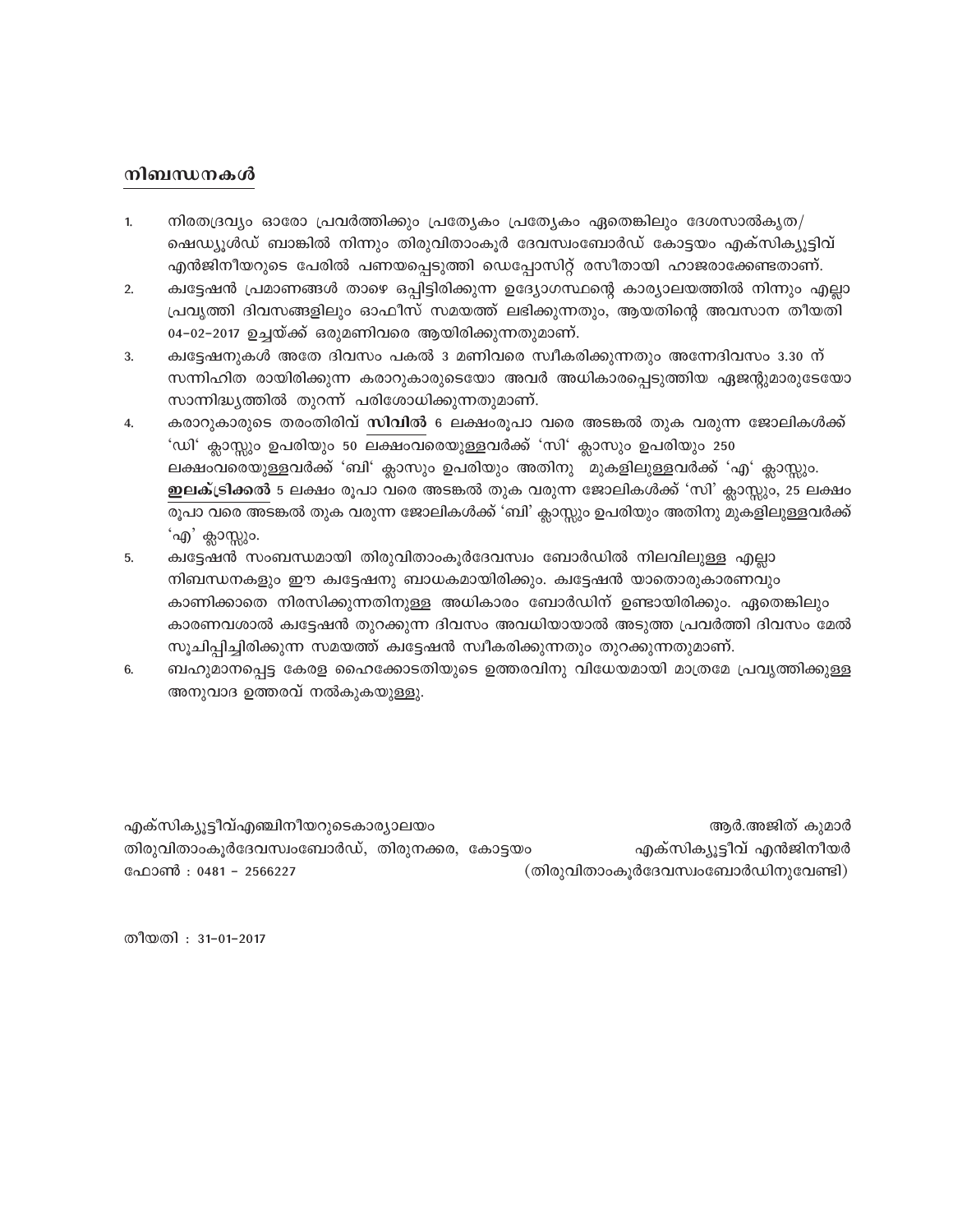## നിബന്ധനകൾ

1. നിരതദ്രവ്യം ഓരോ പ്രവർത്തിക്കും പ്രത്യേകം പ്രത്യേകം ഏതെങ്കിലും ദേശസാൽകൃത/ ഷെഡ്യൂൾഡ് ബാങ്കിൽ നിന്നും തിരുവിതാംകൂർ ദേവസ്വംബോർഡ് കോട്ടയം എക്സിക്യൂട്ടിവ് എൻജിനീയറുടെ പേരിൽ പണയപ്പെടുത്തി ഡെപ്പോസിറ്റ് രസീതായി ഹാജരാക്കേണ്ടതാണ്.
2. ക്വട്ടേഷൻ പ്രമാണങ്ങൾ താഴെ ഒപ്പിട്ടിരിക്കുന്ന ഉദ്യോഗസ്ഥന്റെ കാര്യാലയത്തിൽ നിന്നും എല്ലാ പ്രവൃത്തി ദിവസങ്ങളിലും ഓഫീസ് സമയത്ത് ലഭിക്കുന്നതും, ആയതിന്റെ അവസാന തീയതി 04-02-2017 ഉച്ചയ്ക്ക് ഒരുമണിവരെ ആയിരിക്കുന്നതുമാണ്.
3. ക്വട്ടേഷനുകൾ അതേ ദിവസം പകൽ 3 മണിവരെ സ്വീകരിക്കുന്നതും അന്നേദിവസം 3.30 ന് സന്നിഹിത രായിരിക്കുന്ന കരാറുകാരുടെയോ അവർ അധികാരപ്പെടുത്തിയ ഏജന്റുമാരുടേയോ സാന്നിദ്ധ്യത്തിൽ തുറന്ന് പരിശോധിക്കുന്നതുമാണ്.
4. കരാറുകാരുടെ തരംതിരിവ് **സിവിൽ** 6 ലക്ഷംരൂപാ വരെ അടങ്കൽ തുക വരുന്ന ജോലികൾക്ക് 'ഡി' ക്ലാസ്സും ഉപരിയും 50 ലക്ഷംവരെയുള്ളവർക്ക് 'സി' ക്ലാസും ഉപരിയും 250 ലക്ഷംവരെയുള്ളവർക്ക് 'ബി' ക്ലാസും ഉപരിയും അതിനു മുകളിലുള്ളവർക്ക് 'എ' ക്ലാസ്സും. **ഇലക്ട്രിക്കൽ** 5 ലക്ഷം രൂപാ വരെ അടങ്കൽ തുക വരുന്ന ജോലികൾക്ക് 'സി' ക്ലാസ്സും, 25 ലക്ഷം രൂപാ വരെ അടങ്കൽ തുക വരുന്ന ജോലികൾക്ക് 'ബി' ക്ലാസ്സും ഉപരിയും അതിനു മുകളിലുള്ളവർക്ക് 'എ' ക്ലാസ്സും.
5. ക്വട്ടേഷൻ സംബന്ധമായി തിരുവിതാംകൂർദേവസ്വം ബോർഡിൽ നിലവിലുള്ള എല്ലാ നിബന്ധനകളും ഈ ക്വട്ടേഷനു ബാധകമായിരിക്കും. ക്വട്ടേഷൻ യാതൊരുകാരണവും കാണിക്കാതെ നിരസിക്കുന്നതിനുള്ള അധികാരം ബോർഡിന് ഉണ്ടായിരിക്കും. ഏതെങ്കിലും കാരണവശാൽ ക്വട്ടേഷൻ തുറക്കുന്ന ദിവസം അവധിയായാൽ അടുത്ത പ്രവർത്തി ദിവസം മേൽ സൂചിപ്പിച്ചിരിക്കുന്ന സമയത്ത് ക്വട്ടേഷൻ സ്വീകരിക്കുന്നതും തുറക്കുന്നതുമാണ്.
6. ബഹുമാനപ്പെട്ട കേരള ഹൈക്കോടതിയുടെ ഉത്തരവിനു വിധേയമായി മാത്രമേ പ്രവൃത്തിക്കുള്ള അനുവാദ ഉത്തരവ് നൽകുകയുള്ളു.

എക്സിക്യൂട്ടീവ്എഞ്ചിനീയറുടെകാര്യാലയം
തിരുവിതാംകൂർദേവസ്വംബോർഡ്, തിരുനക്കര, കോട്ടയം
ഫോൺ : 0481 – 2566227

ആർ.അജിത് കുമാർ
എക്സിക്യൂട്ടീവ് എൻജിനീയർ
(തിരുവിതാംകൂർദേവസ്വംബോർഡിനുവേണ്ടി)

തീയതി : 31-01-2017